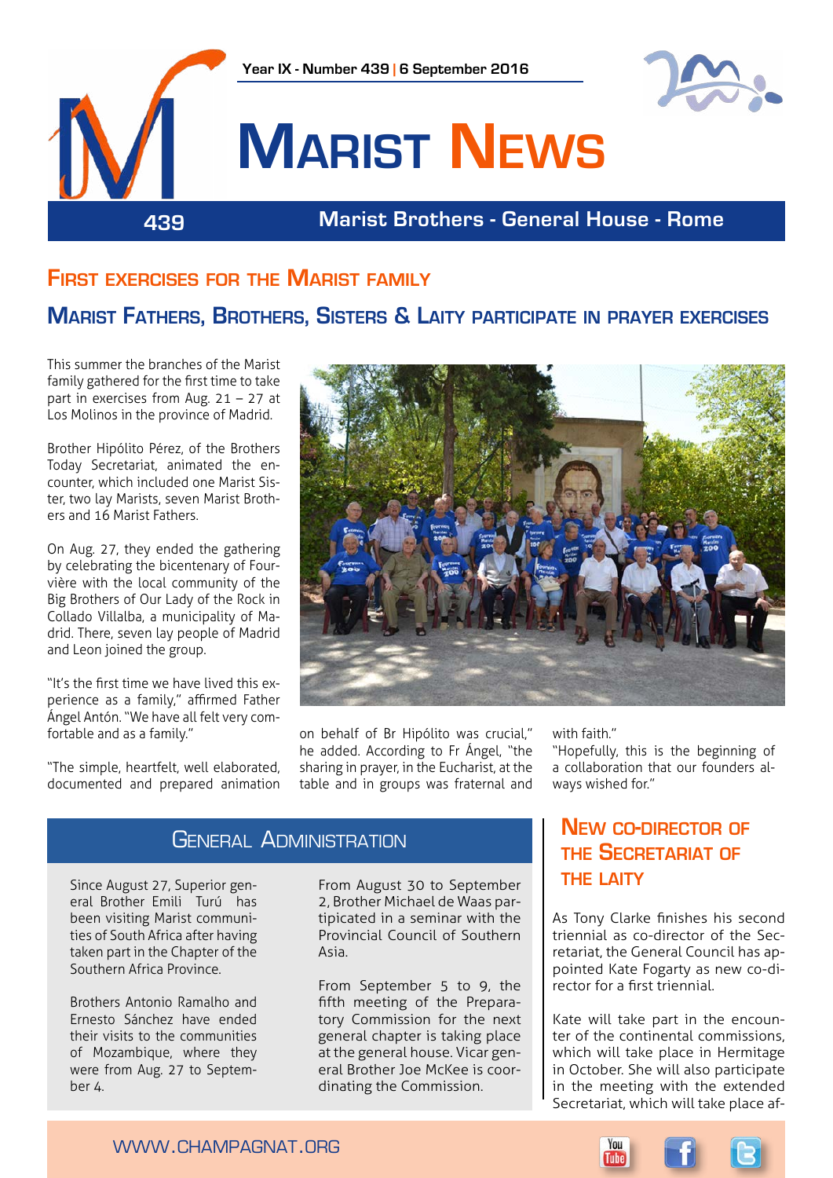Year IX - Number 439 | 6 September 2016

# Marist News

439 — Marist Brothers - General House - Rome

## First exercises for the Marist family

### Marist Fathers, Brothers, Sisters & Laity participate in prayer exercises

This summer the branches of the Marist family gathered for the first time to take part in exercises from Aug. 21 – 27 at Los Molinos in the province of Madrid.

Brother Hipólito Pérez, of the Brothers Today Secretariat, animated the encounter, which included one Marist Sister, two lay Marists, seven Marist Brothers and 16 Marist Fathers.

On Aug. 27, they ended the gathering by celebrating the bicentenary of Fourvière with the local community of the Big Brothers of Our Lady of the Rock in Collado Villalba, a municipality of Madrid. There, seven lay people of Madrid and Leon joined the group.

"It's the first time we have lived this experience as a family," affirmed Father Ángel Antón. "We have all felt very comfortable and as a family."

"The simple, heartfelt, well elaborated, documented and prepared animation on behalf of Br Hipólito was crucial," he added. According to Fr Ángel, "the sharing in prayer, in the Eucharist, at the table and in groups was fraternal and with faith."

"Hopefully, this is the beginning of a collaboration that our founders always wished for."

## General Administration

Since August 27, Superior general Brother Emili Turú has been visiting Marist communities of South Africa after having taken part in the Chapter of the Southern Africa Province.

Brothers Antonio Ramalho and Ernesto Sánchez have ended their visits to the communities of Mozambique, where they were from Aug. 27 to September 4.

From August 30 to September 2, Brother Michael de Waas participated in a seminar with the Provincial Council of Southern Asia.

From September 5 to 9, the fifth meeting of the Preparatory Commission for the next general chapter is taking place at the general house. Vicar general Brother Joe McKee is coordinating the Commission.

## New co-director of the Secretariat of the Laity

As Tony Clarke finishes his second triennial as co-director of the Secretariat, the General Council has appointed Kate Fogarty as new co-director for a first triennial.

Kate will take part in the encounter of the continental commissions, which will take place in Hermitage in October. She will also participate in the meeting with the extended Secretariat, which will take place af-

WWW.CHAMPAGNAT.ORG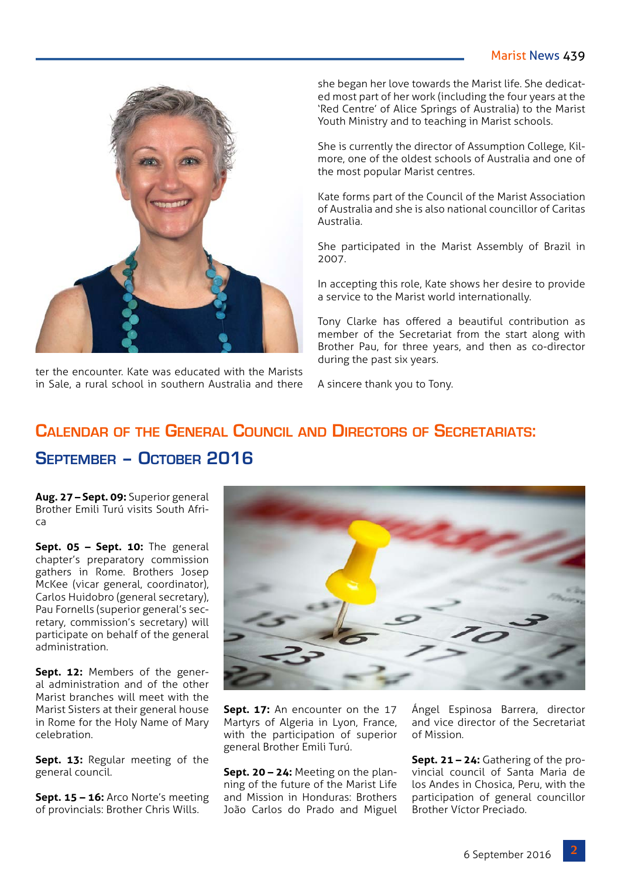ter the encounter. Kate was educated with the Marists in Sale, a rural school in southern Australia and there she began her love towards the Marist life. She dedicated most part of her work (including the four years at the 'Red Centre' of Alice Springs of Australia) to the Marist Youth Ministry and to teaching in Marist schools.

She is currently the director of Assumption College, Kilmore, one of the oldest schools of Australia and one of the most popular Marist centres.

Kate forms part of the Council of the Marist Association of Australia and she is also national councillor of Caritas Australia.

She participated in the Marist Assembly of Brazil in 2007.

In accepting this role, Kate shows her desire to provide a service to the Marist world internationally.

Tony Clarke has offered a beautiful contribution as member of the Secretariat from the start along with Brother Pau, for three years, and then as co-director during the past six years.

A sincere thank you to Tony.

## Calendar of the General Council and Directors of Secretariats: September – October 2016

**Aug. 27 – Sept. 09:** Superior general Brother Emili Turú visits South Africa

**Sept. 05 – Sept. 10:** The general chapter's preparatory commission gathers in Rome. Brothers Josep McKee (vicar general, coordinator), Carlos Huidobro (general secretary), Pau Fornells (superior general's secretary, commission's secretary) will participate on behalf of the general administration.

**Sept. 12:** Members of the general administration and of the other Marist branches will meet with the Marist Sisters at their general house in Rome for the Holy Name of Mary celebration.

**Sept. 13:** Regular meeting of the general council.

**Sept. 15 – 16:** Arco Norte's meeting of provincials: Brother Chris Wills.

**Sept. 17:** An encounter on the 17 Martyrs of Algeria in Lyon, France, with the participation of superior general Brother Emili Turú.

**Sept. 20 – 24:** Meeting on the planning of the future of the Marist Life and Mission in Honduras: Brothers João Carlos do Prado and Miguel Ángel Espinosa Barrera, director and vice director of the Secretariat of Mission.

**Sept. 21 – 24:** Gathering of the provincial council of Santa Maria de los Andes in Chosica, Peru, with the participation of general councillor Brother Víctor Preciado.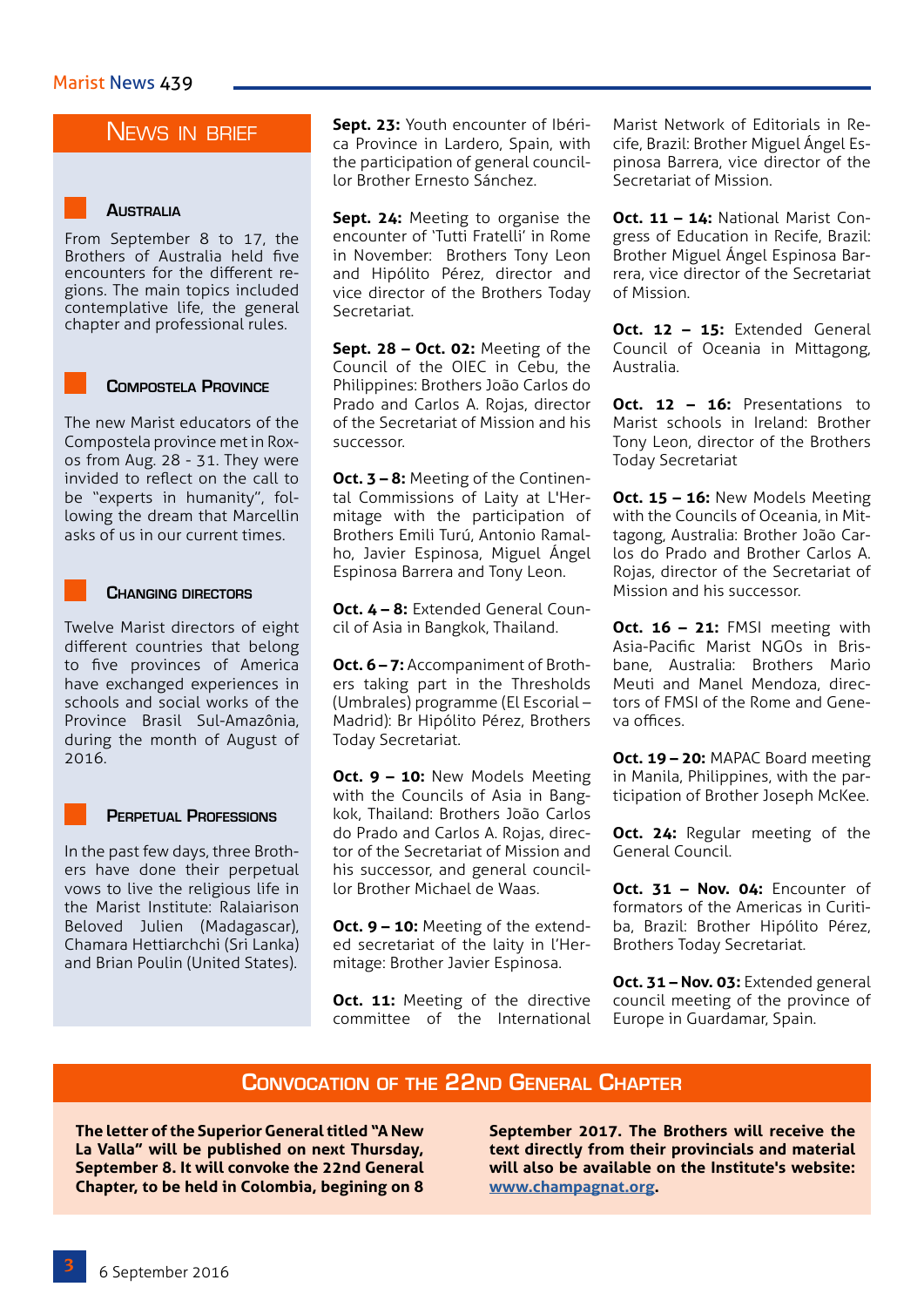## News in brief

### Australia

From September 8 to 17, the Brothers of Australia held five encounters for the different regions. The main topics included contemplative life, the general chapter and professional rules.

### Compostela Province

The new Marist educators of the Compostela province met in Roxos from Aug. 28 - 31. They were invided to reflect on the call to be "experts in humanity", following the dream that Marcellin asks of us in our current times.

### Changing directors

Twelve Marist directors of eight different countries that belong to five provinces of America have exchanged experiences in schools and social works of the Province Brasil Sul-Amazônia, during the month of August of 2016.

### Perpetual Professions

In the past few days, three Brothers have done their perpetual vows to live the religious life in the Marist Institute: Ralaiarison Beloved Julien (Madagascar), Chamara Hettiarchchi (Sri Lanka) and Brian Poulin (United States).

**Sept. 23:** Youth encounter of Ibérica Province in Lardero, Spain, with the participation of general councillor Brother Ernesto Sánchez.

**Sept. 24:** Meeting to organise the encounter of 'Tutti Fratelli' in Rome in November: Brothers Tony Leon and Hipólito Pérez, director and vice director of the Brothers Today Secretariat.

**Sept. 28 – Oct. 02:** Meeting of the Council of the OIEC in Cebu, the Philippines: Brothers João Carlos do Prado and Carlos A. Rojas, director of the Secretariat of Mission and his successor.

**Oct. 3 – 8:** Meeting of the Continental Commissions of Laity at L'Hermitage with the participation of Brothers Emili Turú, Antonio Ramalho, Javier Espinosa, Miguel Ángel Espinosa Barrera and Tony Leon.

**Oct. 4 – 8:** Extended General Council of Asia in Bangkok, Thailand.

**Oct. 6 – 7:** Accompaniment of Brothers taking part in the Thresholds (Umbrales) programme (El Escorial – Madrid): Br Hipólito Pérez, Brothers Today Secretariat.

**Oct. 9 – 10:** New Models Meeting with the Councils of Asia in Bangkok, Thailand: Brothers João Carlos do Prado and Carlos A. Rojas, director of the Secretariat of Mission and his successor, and general councillor Brother Michael de Waas.

**Oct. 9 – 10:** Meeting of the extended secretariat of the laity in l'Hermitage: Brother Javier Espinosa.

**Oct. 11:** Meeting of the directive committee of the International Marist Network of Editorials in Recife, Brazil: Brother Miguel Ángel Espinosa Barrera, vice director of the Secretariat of Mission.

**Oct. 11 – 14:** National Marist Congress of Education in Recife, Brazil: Brother Miguel Ángel Espinosa Barrera, vice director of the Secretariat of Mission.

**Oct. 12 – 15:** Extended General Council of Oceania in Mittagong, Australia.

**Oct. 12 – 16:** Presentations to Marist schools in Ireland: Brother Tony Leon, director of the Brothers Today Secretariat

**Oct. 15 – 16:** New Models Meeting with the Councils of Oceania, in Mittagong, Australia: Brother João Carlos do Prado and Brother Carlos A. Rojas, director of the Secretariat of Mission and his successor.

**Oct. 16 – 21:** FMSI meeting with Asia-Pacific Marist NGOs in Brisbane, Australia: Brothers Mario Meuti and Manel Mendoza, directors of FMSI of the Rome and Geneva offices.

**Oct. 19 – 20:** MAPAC Board meeting in Manila, Philippines, with the participation of Brother Joseph McKee.

**Oct. 24:** Regular meeting of the General Council.

**Oct. 31 – Nov. 04:** Encounter of formators of the Americas in Curitiba, Brazil: Brother Hipólito Pérez, Brothers Today Secretariat.

**Oct. 31 – Nov. 03:** Extended general council meeting of the province of Europe in Guardamar, Spain.

## Convocation of the 22nd General Chapter

**The letter of the Superior General titled "A New La Valla" will be published on next Thursday, September 8. It will convoke the 22nd General Chapter, to be held in Colombia, begining on 8 September 2017. The Brothers will receive the text directly from their provincials and material will also be available on the Institute's website: www.champagnat.org.**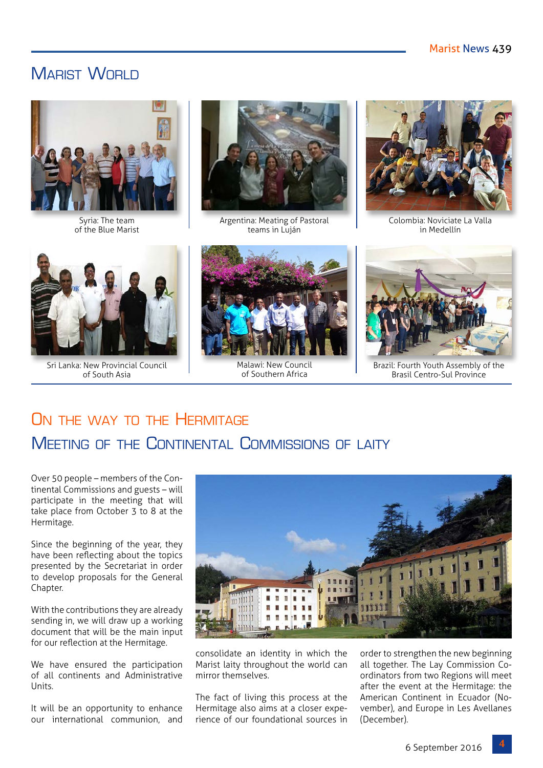# Marist World

Syria: The team of the Blue Marist

Argentina: Meating of Pastoral teams in Luján

Colombia: Noviciate La Valla in Medellín

Sri Lanka: New Provincial Council of South Asia

Malawi: New Council of Southern Africa

Brazil: Fourth Youth Assembly of the Brasil Centro-Sul Province

## On the way to the Hermitage

## Meeting of the Continental Commissions of Laity

Over 50 people – members of the Continental Commissions and guests – will participate in the meeting that will take place from October 3 to 8 at the Hermitage.

Since the beginning of the year, they have been reflecting about the topics presented by the Secretariat in order to develop proposals for the General Chapter.

With the contributions they are already sending in, we will draw up a working document that will be the main input for our reflection at the Hermitage.

We have ensured the participation of all continents and Administrative Units.

It will be an opportunity to enhance our international communion, and consolidate an identity in which the Marist laity throughout the world can mirror themselves.

The fact of living this process at the Hermitage also aims at a closer experience of our foundational sources in order to strengthen the new beginning all together. The Lay Commission Coordinators from two Regions will meet after the event at the Hermitage: the American Continent in Ecuador (November), and Europe in Les Avellanes (December).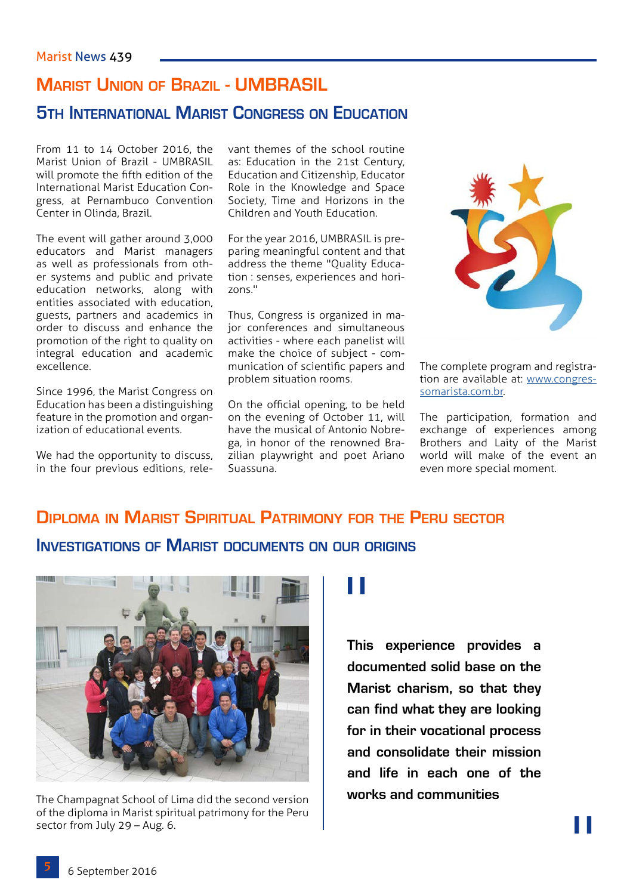## Marist Union of Brazil - UMBRASIL

### 5th International Marist Congress on Education

From 11 to 14 October 2016, the Marist Union of Brazil - UMBRASIL will promote the fifth edition of the International Marist Education Congress, at Pernambuco Convention Center in Olinda, Brazil.

The event will gather around 3,000 educators and Marist managers as well as professionals from other systems and public and private education networks, along with entities associated with education, guests, partners and academics in order to discuss and enhance the promotion of the right to quality on integral education and academic excellence.

Since 1996, the Marist Congress on Education has been a distinguishing feature in the promotion and organization of educational events.

We had the opportunity to discuss, in the four previous editions, relevant themes of the school routine as: Education in the 21st Century, Education and Citizenship, Educator Role in the Knowledge and Space Society, Time and Horizons in the Children and Youth Education.

For the year 2016, UMBRASIL is preparing meaningful content and that address the theme "Quality Education : senses, experiences and horizons."

Thus, Congress is organized in major conferences and simultaneous activities - where each panelist will make the choice of subject - communication of scientific papers and problem situation rooms.

On the official opening, to be held on the evening of October 11, will have the musical of Antonio Nobrega, in honor of the renowned Brazilian playwright and poet Ariano Suassuna.

The complete program and registration are available at: www.congressomarista.com.br.

The participation, formation and exchange of experiences among Brothers and Laity of the Marist world will make of the event an even more special moment.

## Diploma in Marist Spiritual Patrimony for the Peru sector

### Investigations of Marist documents on our origins

The Champagnat School of Lima did the second version of the diploma in Marist spiritual patrimony for the Peru sector from July 29 – Aug. 6.

**This experience provides a documented solid base on the Marist charism, so that they can find what they are looking for in their vocational process and consolidate their mission and life in each one of the works and communities**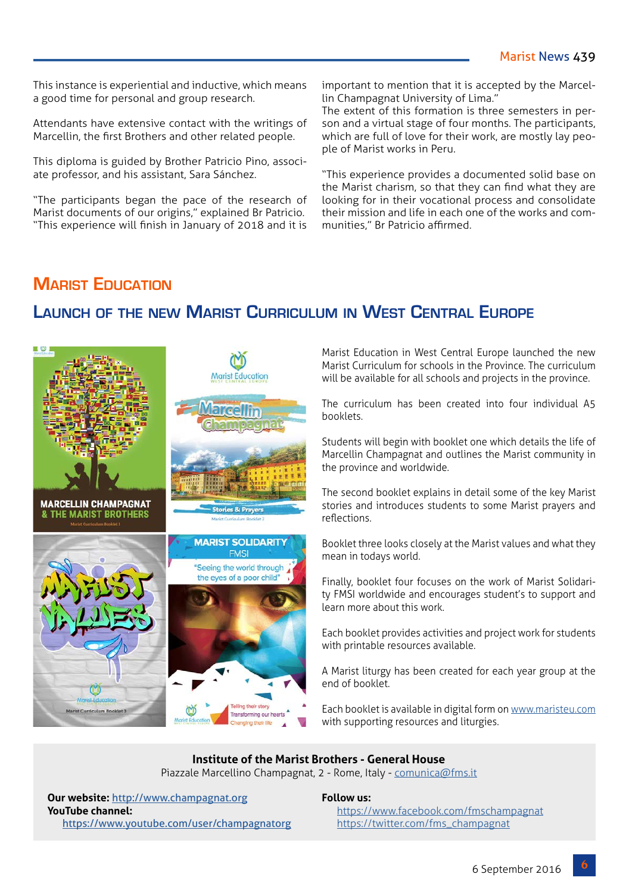This instance is experiential and inductive, which means a good time for personal and group research.

Attendants have extensive contact with the writings of Marcellin, the first Brothers and other related people.

This diploma is guided by Brother Patricio Pino, associate professor, and his assistant, Sara Sánchez.

"The participants began the pace of the research of Marist documents of our origins," explained Br Patricio. "This experience will finish in January of 2018 and it is important to mention that it is accepted by the Marcellin Champagnat University of Lima."

The extent of this formation is three semesters in person and a virtual stage of four months. The participants, which are full of love for their work, are mostly lay people of Marist works in Peru.

"This experience provides a documented solid base on the Marist charism, so that they can find what they are looking for in their vocational process and consolidate their mission and life in each one of the works and communities," Br Patricio affirmed.

## Marist Education

### Launch of the new Marist Curriculum in West Central Europe

Marist Education in West Central Europe launched the new Marist Curriculum for schools in the Province. The curriculum will be available for all schools and projects in the province.

The curriculum has been created into four individual A5 booklets.

Students will begin with booklet one which details the life of Marcellin Champagnat and outlines the Marist community in the province and worldwide.

The second booklet explains in detail some of the key Marist stories and introduces students to some Marist prayers and reflections.

Booklet three looks closely at the Marist values and what they mean in todays world.

Finally, booklet four focuses on the work of Marist Solidarity FMSI worldwide and encourages student's to support and learn more about this work.

Each booklet provides activities and project work for students with printable resources available.

A Marist liturgy has been created for each year group at the end of booklet.

Each booklet is available in digital form on www.maristeu.com with supporting resources and liturgies.

**Institute of the Marist Brothers - General House**
Piazzale Marcellino Champagnat, 2 - Rome, Italy - comunica@fms.it

**Our website:** http://www.champagnat.org
**YouTube channel:**
https://www.youtube.com/user/champagnatorg

**Follow us:**
https://www.facebook.com/fmschampagnat
https://twitter.com/fms_champagnat

6 September 2016